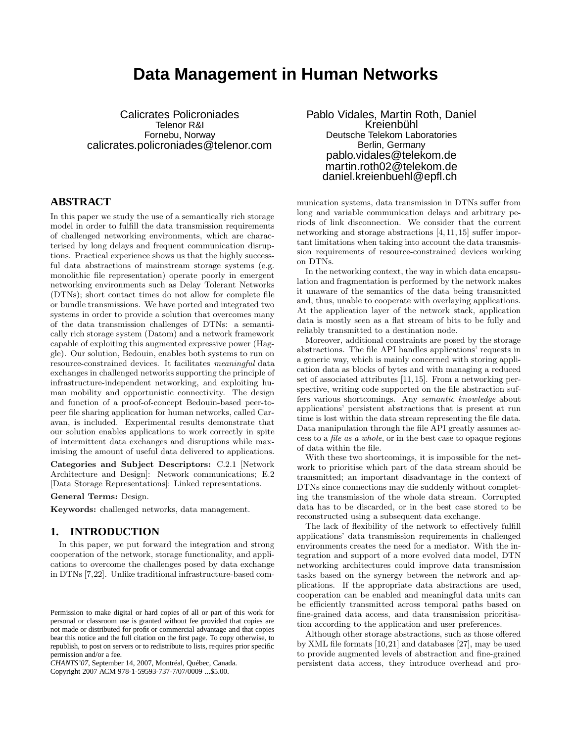# Data Management in Human Networks

Calicrates Policroniades
Telenor R&I
Fornebu, Norway
calicrates.policroniades@telenor.com

Pablo Vidales, Martin Roth, Daniel Kreienbühl
Deutsche Telekom Laboratories
Berlin, Germany
pablo.vidales@telekom.de
martin.roth02@telekom.de
daniel.kreienbuehl@epfl.ch

## ABSTRACT

In this paper we study the use of a semantically rich storage model in order to fulfill the data transmission requirements of challenged networking environments, which are characterised by long delays and frequent communication disruptions. Practical experience shows us that the highly successful data abstractions of mainstream storage systems (e.g. monolithic file representation) operate poorly in emergent networking environments such as Delay Tolerant Networks (DTNs); short contact times do not allow for complete file or bundle transmissions. We have ported and integrated two systems in order to provide a solution that overcomes many of the data transmission challenges of DTNs: a semantically rich storage system (Datom) and a network framework capable of exploiting this augmented expressive power (Haggle). Our solution, Bedouin, enables both systems to run on resource-constrained devices. It facilitates *meaningful* data exchanges in challenged networks supporting the principle of infrastructure-independent networking, and exploiting human mobility and opportunistic connectivity. The design and function of a proof-of-concept Bedouin-based peer-to-peer file sharing application for human networks, called Caravan, is included. Experimental results demonstrate that our solution enables applications to work correctly in spite of intermittent data exchanges and disruptions while maximising the amount of useful data delivered to applications.

**Categories and Subject Descriptors:** C.2.1 [Network Architecture and Design]: Network communications; E.2 [Data Storage Representations]: Linked representations.

**General Terms:** Design.

**Keywords:** challenged networks, data management.

## 1. INTRODUCTION

In this paper, we put forward the integration and strong cooperation of the network, storage functionality, and applications to overcome the challenges posed by data exchange in DTNs [7,22]. Unlike traditional infrastructure-based communication systems, data transmission in DTNs suffer from long and variable communication delays and arbitrary periods of link disconnection. We consider that the current networking and storage abstractions [4,11,15] suffer important limitations when taking into account the data transmission requirements of resource-constrained devices working on DTNs.

In the networking context, the way in which data encapsulation and fragmentation is performed by the network makes it unaware of the semantics of the data being transmitted and, thus, unable to cooperate with overlaying applications. At the application layer of the network stack, application data is mostly seen as a flat stream of bits to be fully and reliably transmitted to a destination node.

Moreover, additional constraints are posed by the storage abstractions. The file API handles applications' requests in a generic way, which is mainly concerned with storing application data as blocks of bytes and with managing a reduced set of associated attributes [11,15]. From a networking perspective, writing code supported on the file abstraction suffers various shortcomings. Any *semantic knowledge* about applications' persistent abstractions that is present at run time is lost within the data stream representing the file data. Data manipulation through the file API greatly assumes access to a *file as a whole*, or in the best case to opaque regions of data within the file.

With these two shortcomings, it is impossible for the network to prioritise which part of the data stream should be transmitted; an important disadvantage in the context of DTNs since connections may die suddenly without completing the transmission of the whole data stream. Corrupted data has to be discarded, or in the best case stored to be reconstructed using a subsequent data exchange.

The lack of flexibility of the network to effectively fulfill applications' data transmission requirements in challenged environments creates the need for a mediator. With the integration and support of a more evolved data model, DTN networking architectures could improve data transmission tasks based on the synergy between the network and applications. If the appropriate data abstractions are used, cooperation can be enabled and meaningful data units can be efficiently transmitted across temporal paths based on fine-grained data access, and data transmission prioritisation according to the application and user preferences.

Although other storage abstractions, such as those offered by XML file formats [10,21] and databases [27], may be used to provide augmented levels of abstraction and fine-grained persistent data access, they introduce overhead and pro-

Permission to make digital or hard copies of all or part of this work for personal or classroom use is granted without fee provided that copies are not made or distributed for profit or commercial advantage and that copies bear this notice and the full citation on the first page. To copy otherwise, to republish, to post on servers or to redistribute to lists, requires prior specific permission and/or a fee.
*CHANTS'07*, September 14, 2007, Montréal, Québec, Canada.
Copyright 2007 ACM 978-1-59593-737-7/07/0009 ...$5.00.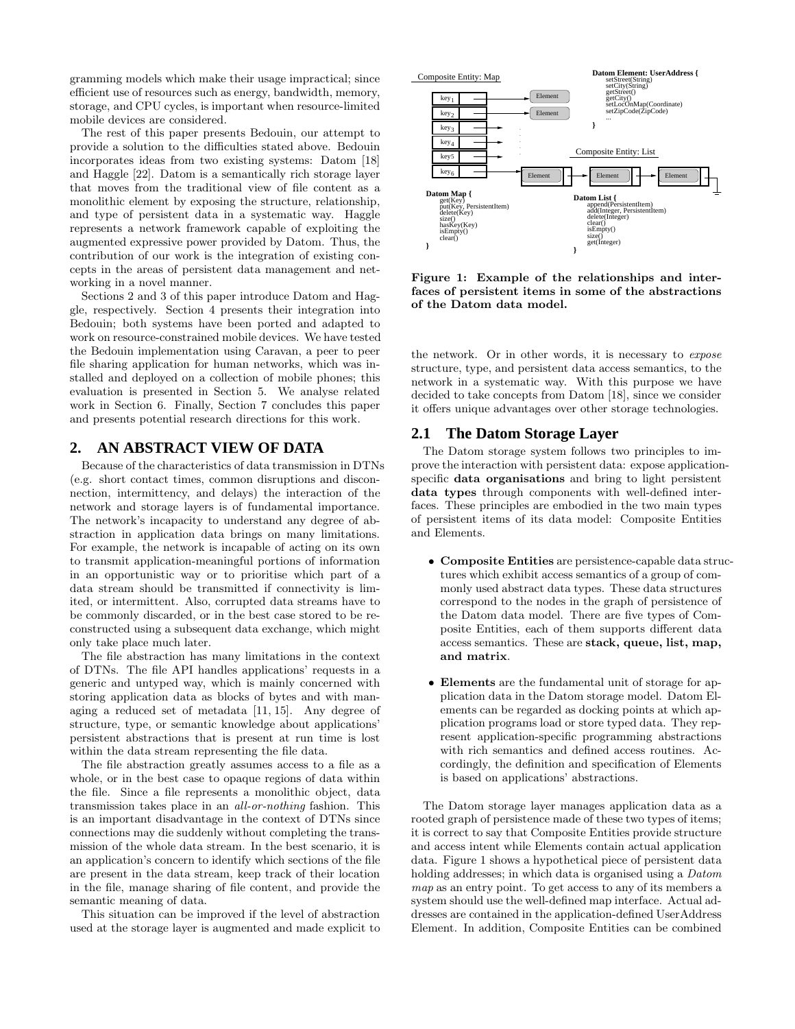gramming models which make their usage impractical; since efficient use of resources such as energy, bandwidth, memory, storage, and CPU cycles, is important when resource-limited mobile devices are considered.

The rest of this paper presents Bedouin, our attempt to provide a solution to the difficulties stated above. Bedouin incorporates ideas from two existing systems: Datom [18] and Haggle [22]. Datom is a semantically rich storage layer that moves from the traditional view of file content as a monolithic element by exposing the structure, relationship, and type of persistent data in a systematic way. Haggle represents a network framework capable of exploiting the augmented expressive power provided by Datom. Thus, the contribution of our work is the integration of existing concepts in the areas of persistent data management and networking in a novel manner.

Sections 2 and 3 of this paper introduce Datom and Haggle, respectively. Section 4 presents their integration into Bedouin; both systems have been ported and adapted to work on resource-constrained mobile devices. We have tested the Bedouin implementation using Caravan, a peer to peer file sharing application for human networks, which was installed and deployed on a collection of mobile phones; this evaluation is presented in Section 5. We analyse related work in Section 6. Finally, Section 7 concludes this paper and presents potential research directions for this work.

## 2. AN ABSTRACT VIEW OF DATA

Because of the characteristics of data transmission in DTNs (e.g. short contact times, common disruptions and disconnection, intermittency, and delays) the interaction of the network and storage layers is of fundamental importance. The network's incapacity to understand any degree of abstraction in application data brings on many limitations. For example, the network is incapable of acting on its own to transmit application-meaningful portions of information in an opportunistic way or to prioritise which part of a data stream should be transmitted if connectivity is limited, or intermittent. Also, corrupted data streams have to be commonly discarded, or in the best case stored to be reconstructed using a subsequent data exchange, which might only take place much later.

The file abstraction has many limitations in the context of DTNs. The file API handles applications' requests in a generic and untyped way, which is mainly concerned with storing application data as blocks of bytes and with managing a reduced set of metadata [11, 15]. Any degree of structure, type, or semantic knowledge about applications' persistent abstractions that is present at run time is lost within the data stream representing the file data.

The file abstraction greatly assumes access to a file as a whole, or in the best case to opaque regions of data within the file. Since a file represents a monolithic object, data transmission takes place in an *all-or-nothing* fashion. This is an important disadvantage in the context of DTNs since connections may die suddenly without completing the transmission of the whole data stream. In the best scenario, it is an application's concern to identify which sections of the file are present in the data stream, keep track of their location in the file, manage sharing of file content, and provide the semantic meaning of data.

This situation can be improved if the level of abstraction used at the storage layer is augmented and made explicit to the network. Or in other words, it is necessary to *expose* structure, type, and persistent data access semantics, to the network in a systematic way. With this purpose we have decided to take concepts from Datom [18], since we consider it offers unique advantages over other storage technologies.

Composite Entity: Map

$key_1$ $key_2$ $key_3$ $key_4$ key5 $key_6$

Element Element

Datom Element: UserAddress { setStreet(String) setCity(String) getStreet() getCity() setLocOnMap(Coordinate) setZipCode(ZipCode) ... }

Composite Entity: List

Element Element Element

Datom Map { get(Key) put(Key, PersistentItem) delete(Key) size() hasKey(Key) isEmpty() clear() }

Datom List { append(PersistentItem) add(Integer, PersistentItem) delete(Integer) clear() isEmpty() size() get(Integer) }

**Figure 1: Example of the relationships and interfaces of persistent items in some of the abstractions of the Datom data model.**

## 2.1 The Datom Storage Layer

The Datom storage system follows two principles to improve the interaction with persistent data: expose application-specific **data organisations** and bring to light persistent **data types** through components with well-defined interfaces. These principles are embodied in the two main types of persistent items of its data model: Composite Entities and Elements.

- **Composite Entities** are persistence-capable data structures which exhibit access semantics of a group of commonly used abstract data types. These data structures correspond to the nodes in the graph of persistence of the Datom data model. There are five types of Composite Entities, each of them supports different data access semantics. These are **stack, queue, list, map, and matrix**.

- **Elements** are the fundamental unit of storage for application data in the Datom storage model. Datom Elements can be regarded as docking points at which application programs load or store typed data. They represent application-specific programming abstractions with rich semantics and defined access routines. Accordingly, the definition and specification of Elements is based on applications' abstractions.

The Datom storage layer manages application data as a rooted graph of persistence made of these two types of items; it is correct to say that Composite Entities provide structure and access intent while Elements contain actual application data. Figure 1 shows a hypothetical piece of persistent data holding addresses; in which data is organised using a *Datom map* as an entry point. To get access to any of its members a system should use the well-defined map interface. Actual addresses are contained in the application-defined UserAddress Element. In addition, Composite Entities can be combined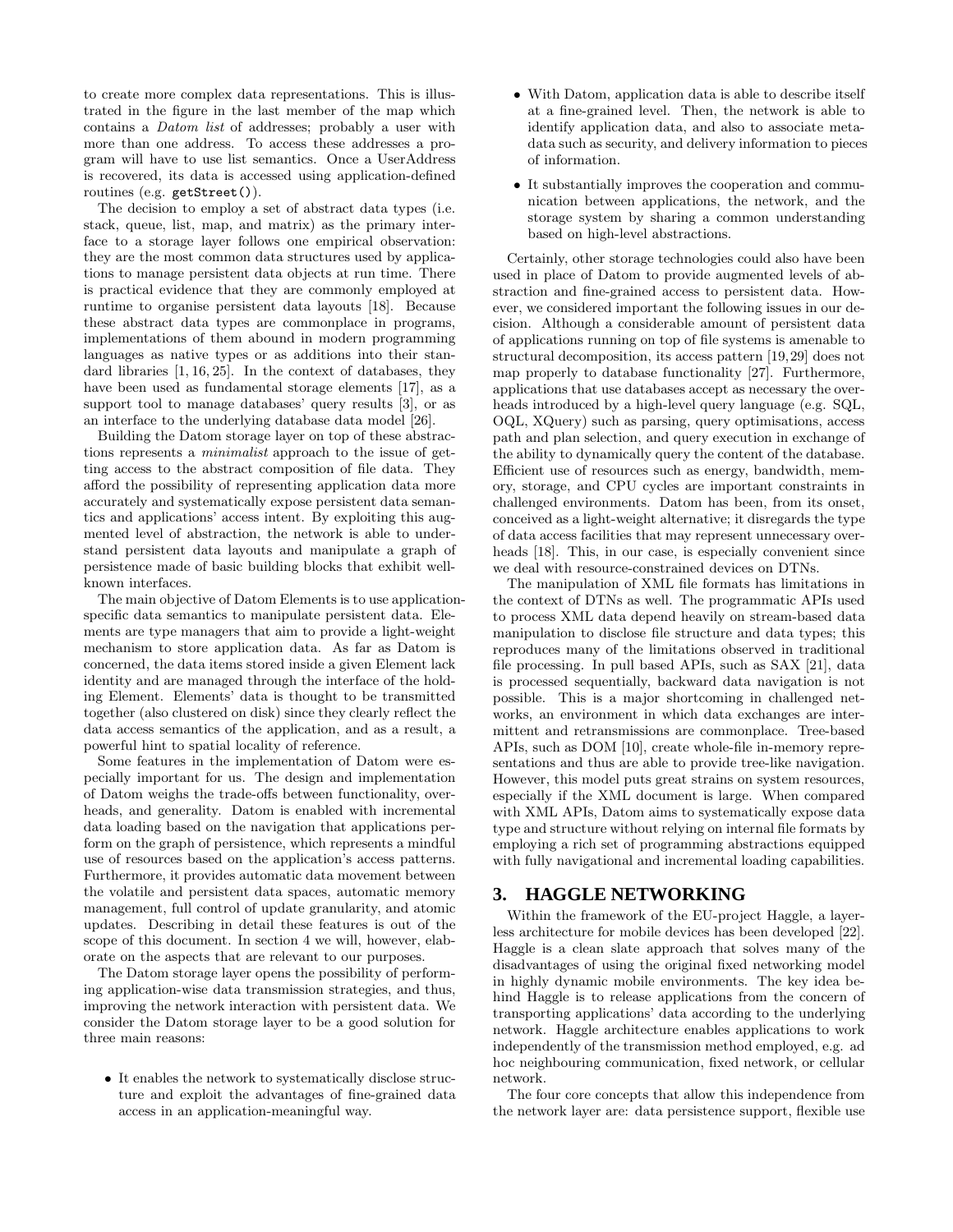to create more complex data representations. This is illustrated in the figure in the last member of the map which contains a *Datom list* of addresses; probably a user with more than one address. To access these addresses a program will have to use list semantics. Once a UserAddress is recovered, its data is accessed using application-defined routines (e.g. `getStreet()`).

The decision to employ a set of abstract data types (i.e. stack, queue, list, map, and matrix) as the primary interface to a storage layer follows one empirical observation: they are the most common data structures used by applications to manage persistent data objects at run time. There is practical evidence that they are commonly employed at runtime to organise persistent data layouts [18]. Because these abstract data types are commonplace in programs, implementations of them abound in modern programming languages as native types or as additions into their standard libraries [1, 16, 25]. In the context of databases, they have been used as fundamental storage elements [17], as a support tool to manage databases' query results [3], or as an interface to the underlying database data model [26].

Building the Datom storage layer on top of these abstractions represents a *minimalist* approach to the issue of getting access to the abstract composition of file data. They afford the possibility of representing application data more accurately and systematically expose persistent data semantics and applications' access intent. By exploiting this augmented level of abstraction, the network is able to understand persistent data layouts and manipulate a graph of persistence made of basic building blocks that exhibit well-known interfaces.

The main objective of Datom Elements is to use application-specific data semantics to manipulate persistent data. Elements are type managers that aim to provide a light-weight mechanism to store application data. As far as Datom is concerned, the data items stored inside a given Element lack identity and are managed through the interface of the holding Element. Elements' data is thought to be transmitted together (also clustered on disk) since they clearly reflect the data access semantics of the application, and as a result, a powerful hint to spatial locality of reference.

Some features in the implementation of Datom were especially important for us. The design and implementation of Datom weighs the trade-offs between functionality, overheads, and generality. Datom is enabled with incremental data loading based on the navigation that applications perform on the graph of persistence, which represents a mindful use of resources based on the application's access patterns. Furthermore, it provides automatic data movement between the volatile and persistent data spaces, automatic memory management, full control of update granularity, and atomic updates. Describing in detail these features is out of the scope of this document. In section 4 we will, however, elaborate on the aspects that are relevant to our purposes.

The Datom storage layer opens the possibility of performing application-wise data transmission strategies, and thus, improving the network interaction with persistent data. We consider the Datom storage layer to be a good solution for three main reasons:

- It enables the network to systematically disclose structure and exploit the advantages of fine-grained data access in an application-meaningful way.
- With Datom, application data is able to describe itself at a fine-grained level. Then, the network is able to identify application data, and also to associate metadata such as security, and delivery information to pieces of information.
- It substantially improves the cooperation and communication between applications, the network, and the storage system by sharing a common understanding based on high-level abstractions.

Certainly, other storage technologies could also have been used in place of Datom to provide augmented levels of abstraction and fine-grained access to persistent data. However, we considered important the following issues in our decision. Although a considerable amount of persistent data of applications running on top of file systems is amenable to structural decomposition, its access pattern [19,29] does not map properly to database functionality [27]. Furthermore, applications that use databases accept as necessary the overheads introduced by a high-level query language (e.g. SQL, OQL, XQuery) such as parsing, query optimisations, access path and plan selection, and query execution in exchange of the ability to dynamically query the content of the database. Efficient use of resources such as energy, bandwidth, memory, storage, and CPU cycles are important constraints in challenged environments. Datom has been, from its onset, conceived as a light-weight alternative; it disregards the type of data access facilities that may represent unnecessary overheads [18]. This, in our case, is especially convenient since we deal with resource-constrained devices on DTNs.

The manipulation of XML file formats has limitations in the context of DTNs as well. The programmatic APIs used to process XML data depend heavily on stream-based data manipulation to disclose file structure and data types; this reproduces many of the limitations observed in traditional file processing. In pull based APIs, such as SAX [21], data is processed sequentially, backward data navigation is not possible. This is a major shortcoming in challenged networks, an environment in which data exchanges are intermittent and retransmissions are commonplace. Tree-based APIs, such as DOM [10], create whole-file in-memory representations and thus are able to provide tree-like navigation. However, this model puts great strains on system resources, especially if the XML document is large. When compared with XML APIs, Datom aims to systematically expose data type and structure without relying on internal file formats by employing a rich set of programming abstractions equipped with fully navigational and incremental loading capabilities.

## 3. HAGGLE NETWORKING

Within the framework of the EU-project Haggle, a layerless architecture for mobile devices has been developed [22]. Haggle is a clean slate approach that solves many of the disadvantages of using the original fixed networking model in highly dynamic mobile environments. The key idea behind Haggle is to release applications from the concern of transporting applications' data according to the underlying network. Haggle architecture enables applications to work independently of the transmission method employed, e.g. ad hoc neighbouring communication, fixed network, or cellular network.

The four core concepts that allow this independence from the network layer are: data persistence support, flexible use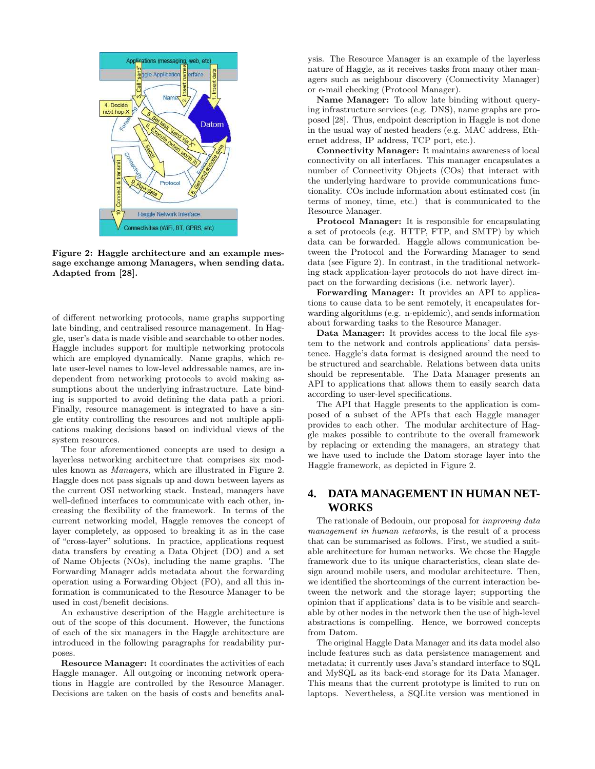**Figure 2: Haggle architecture and an example message exchange among Managers, when sending data. Adapted from [28].**

of different networking protocols, name graphs supporting late binding, and centralised resource management. In Haggle, user's data is made visible and searchable to other nodes. Haggle includes support for multiple networking protocols which are employed dynamically. Name graphs, which relate user-level names to low-level addressable names, are independent from networking protocols to avoid making assumptions about the underlying infrastructure. Late binding is supported to avoid defining the data path a priori. Finally, resource management is integrated to have a single entity controlling the resources and not multiple applications making decisions based on individual views of the system resources.

The four aforementioned concepts are used to design a layerless networking architecture that comprises six modules known as *Managers*, which are illustrated in Figure 2. Haggle does not pass signals up and down between layers as the current OSI networking stack. Instead, managers have well-defined interfaces to communicate with each other, increasing the flexibility of the framework. In terms of the current networking model, Haggle removes the concept of layer completely, as opposed to breaking it as in the case of "cross-layer" solutions. In practice, applications request data transfers by creating a Data Object (DO) and a set of Name Objects (NOs), including the name graphs. The Forwarding Manager adds metadata about the forwarding operation using a Forwarding Object (FO), and all this information is communicated to the Resource Manager to be used in cost/benefit decisions.

An exhaustive description of the Haggle architecture is out of the scope of this document. However, the functions of each of the six managers in the Haggle architecture are introduced in the following paragraphs for readability purposes.

**Resource Manager:** It coordinates the activities of each Haggle manager. All outgoing or incoming network operations in Haggle are controlled by the Resource Manager. Decisions are taken on the basis of costs and benefits analysis. The Resource Manager is an example of the layerless nature of Haggle, as it receives tasks from many other managers such as neighbour discovery (Connectivity Manager) or e-mail checking (Protocol Manager).

**Name Manager:** To allow late binding without querying infrastructure services (e.g. DNS), name graphs are proposed [28]. Thus, endpoint description in Haggle is not done in the usual way of nested headers (e.g. MAC address, Ethernet address, IP address, TCP port, etc.).

**Connectivity Manager:** It maintains awareness of local connectivity on all interfaces. This manager encapsulates a number of Connectivity Objects (COs) that interact with the underlying hardware to provide communications functionality. COs include information about estimated cost (in terms of money, time, etc.) that is communicated to the Resource Manager.

**Protocol Manager:** It is responsible for encapsulating a set of protocols (e.g. HTTP, FTP, and SMTP) by which data can be forwarded. Haggle allows communication between the Protocol and the Forwarding Manager to send data (see Figure 2). In contrast, in the traditional networking stack application-layer protocols do not have direct impact on the forwarding decisions (i.e. network layer).

**Forwarding Manager:** It provides an API to applications to cause data to be sent remotely, it encapsulates forwarding algorithms (e.g. n-epidemic), and sends information about forwarding tasks to the Resource Manager.

**Data Manager:** It provides access to the local file system to the network and controls applications' data persistence. Haggle's data format is designed around the need to be structured and searchable. Relations between data units should be representable. The Data Manager presents an API to applications that allows them to easily search data according to user-level specifications.

The API that Haggle presents to the application is composed of a subset of the APIs that each Haggle manager provides to each other. The modular architecture of Haggle makes possible to contribute to the overall framework by replacing or extending the managers, an strategy that we have used to include the Datom storage layer into the Haggle framework, as depicted in Figure 2.

## 4. DATA MANAGEMENT IN HUMAN NETWORKS

The rationale of Bedouin, our proposal for *improving data management in human networks*, is the result of a process that can be summarised as follows. First, we studied a suitable architecture for human networks. We chose the Haggle framework due to its unique characteristics, clean slate design around mobile users, and modular architecture. Then, we identified the shortcomings of the current interaction between the network and the storage layer; supporting the opinion that if applications' data is to be visible and searchable by other nodes in the network then the use of high-level abstractions is compelling. Hence, we borrowed concepts from Datom.

The original Haggle Data Manager and its data model also include features such as data persistence management and metadata; it currently uses Java's standard interface to SQL and MySQL as its back-end storage for its Data Manager. This means that the current prototype is limited to run on laptops. Nevertheless, a SQLite version was mentioned in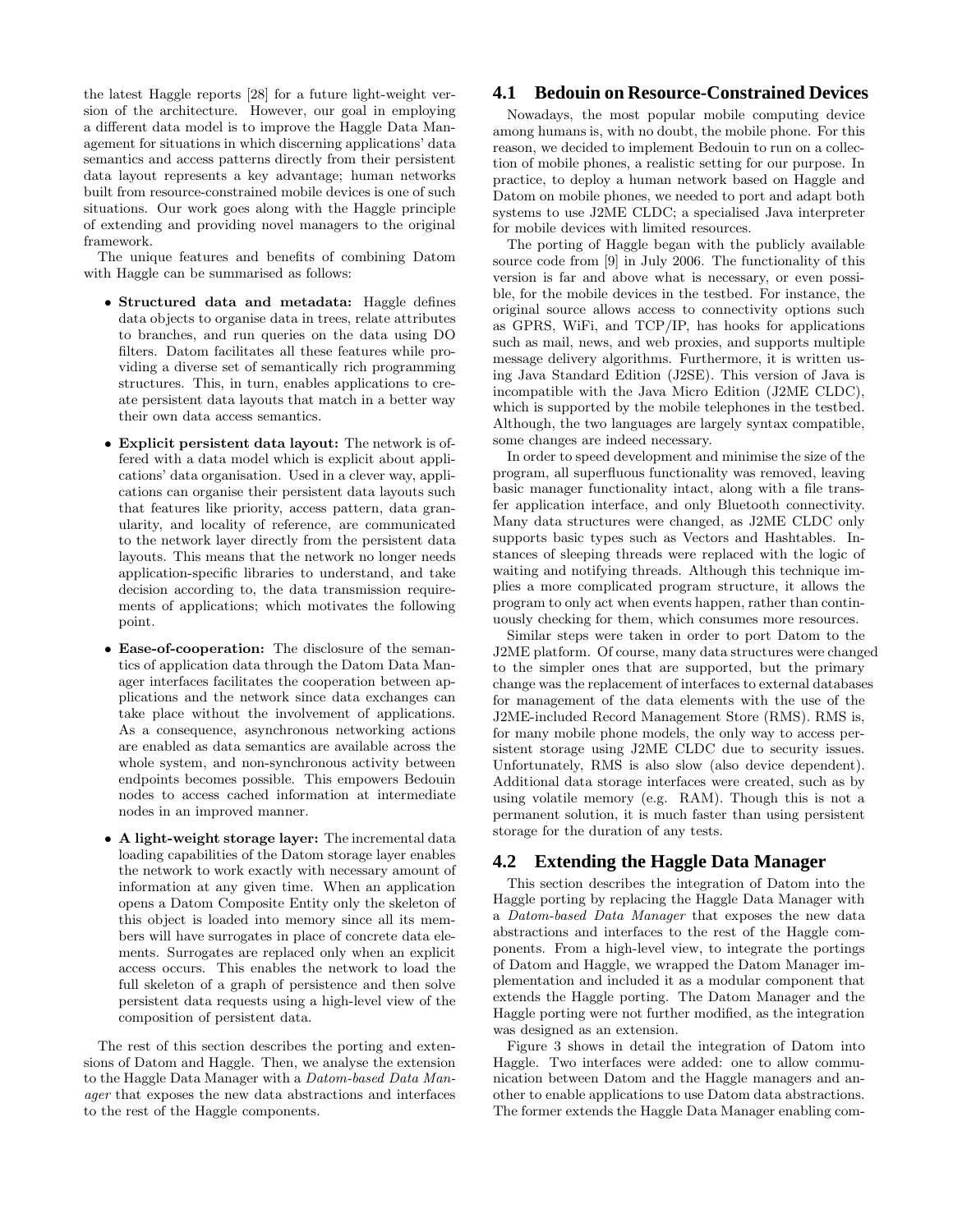the latest Haggle reports [28] for a future light-weight version of the architecture. However, our goal in employing a different data model is to improve the Haggle Data Management for situations in which discerning applications' data semantics and access patterns directly from their persistent data layout represents a key advantage; human networks built from resource-constrained mobile devices is one of such situations. Our work goes along with the Haggle principle of extending and providing novel managers to the original framework.

The unique features and benefits of combining Datom with Haggle can be summarised as follows:

- **Structured data and metadata:** Haggle defines data objects to organise data in trees, relate attributes to branches, and run queries on the data using DO filters. Datom facilitates all these features while providing a diverse set of semantically rich programming structures. This, in turn, enables applications to create persistent data layouts that match in a better way their own data access semantics.
- **Explicit persistent data layout:** The network is offered with a data model which is explicit about applications' data organisation. Used in a clever way, applications can organise their persistent data layouts such that features like priority, access pattern, data granularity, and locality of reference, are communicated to the network layer directly from the persistent data layouts. This means that the network no longer needs application-specific libraries to understand, and take decision according to, the data transmission requirements of applications; which motivates the following point.
- **Ease-of-cooperation:** The disclosure of the semantics of application data through the Datom Data Manager interfaces facilitates the cooperation between applications and the network since data exchanges can take place without the involvement of applications. As a consequence, asynchronous networking actions are enabled as data semantics are available across the whole system, and non-synchronous activity between endpoints becomes possible. This empowers Bedouin nodes to access cached information at intermediate nodes in an improved manner.
- **A light-weight storage layer:** The incremental data loading capabilities of the Datom storage layer enables the network to work exactly with necessary amount of information at any given time. When an application opens a Datom Composite Entity only the skeleton of this object is loaded into memory since all its members will have surrogates in place of concrete data elements. Surrogates are replaced only when an explicit access occurs. This enables the network to load the full skeleton of a graph of persistence and then solve persistent data requests using a high-level view of the composition of persistent data.

The rest of this section describes the porting and extensions of Datom and Haggle. Then, we analyse the extension to the Haggle Data Manager with a *Datom-based Data Manager* that exposes the new data abstractions and interfaces to the rest of the Haggle components.

## 4.1 Bedouin on Resource-Constrained Devices

Nowadays, the most popular mobile computing device among humans is, with no doubt, the mobile phone. For this reason, we decided to implement Bedouin to run on a collection of mobile phones, a realistic setting for our purpose. In practice, to deploy a human network based on Haggle and Datom on mobile phones, we needed to port and adapt both systems to use J2ME CLDC; a specialised Java interpreter for mobile devices with limited resources.

The porting of Haggle began with the publicly available source code from [9] in July 2006. The functionality of this version is far and above what is necessary, or even possible, for the mobile devices in the testbed. For instance, the original source allows access to connectivity options such as GPRS, WiFi, and TCP/IP, has hooks for applications such as mail, news, and web proxies, and supports multiple message delivery algorithms. Furthermore, it is written using Java Standard Edition (J2SE). This version of Java is incompatible with the Java Micro Edition (J2ME CLDC), which is supported by the mobile telephones in the testbed. Although, the two languages are largely syntax compatible, some changes are indeed necessary.

In order to speed development and minimise the size of the program, all superfluous functionality was removed, leaving basic manager functionality intact, along with a file transfer application interface, and only Bluetooth connectivity. Many data structures were changed, as J2ME CLDC only supports basic types such as Vectors and Hashtables. Instances of sleeping threads were replaced with the logic of waiting and notifying threads. Although this technique implies a more complicated program structure, it allows the program to only act when events happen, rather than continuously checking for them, which consumes more resources.

Similar steps were taken in order to port Datom to the J2ME platform. Of course, many data structures were changed to the simpler ones that are supported, but the primary change was the replacement of interfaces to external databases for management of the data elements with the use of the J2ME-included Record Management Store (RMS). RMS is, for many mobile phone models, the only way to access persistent storage using J2ME CLDC due to security issues. Unfortunately, RMS is also slow (also device dependent). Additional data storage interfaces were created, such as by using volatile memory (e.g. RAM). Though this is not a permanent solution, it is much faster than using persistent storage for the duration of any tests.

## 4.2 Extending the Haggle Data Manager

This section describes the integration of Datom into the Haggle porting by replacing the Haggle Data Manager with a *Datom-based Data Manager* that exposes the new data abstractions and interfaces to the rest of the Haggle components. From a high-level view, to integrate the portings of Datom and Haggle, we wrapped the Datom Manager implementation and included it as a modular component that extends the Haggle porting. The Datom Manager and the Haggle porting were not further modified, as the integration was designed as an extension.

Figure 3 shows in detail the integration of Datom into Haggle. Two interfaces were added: one to allow communication between Datom and the Haggle managers and another to enable applications to use Datom data abstractions. The former extends the Haggle Data Manager enabling com-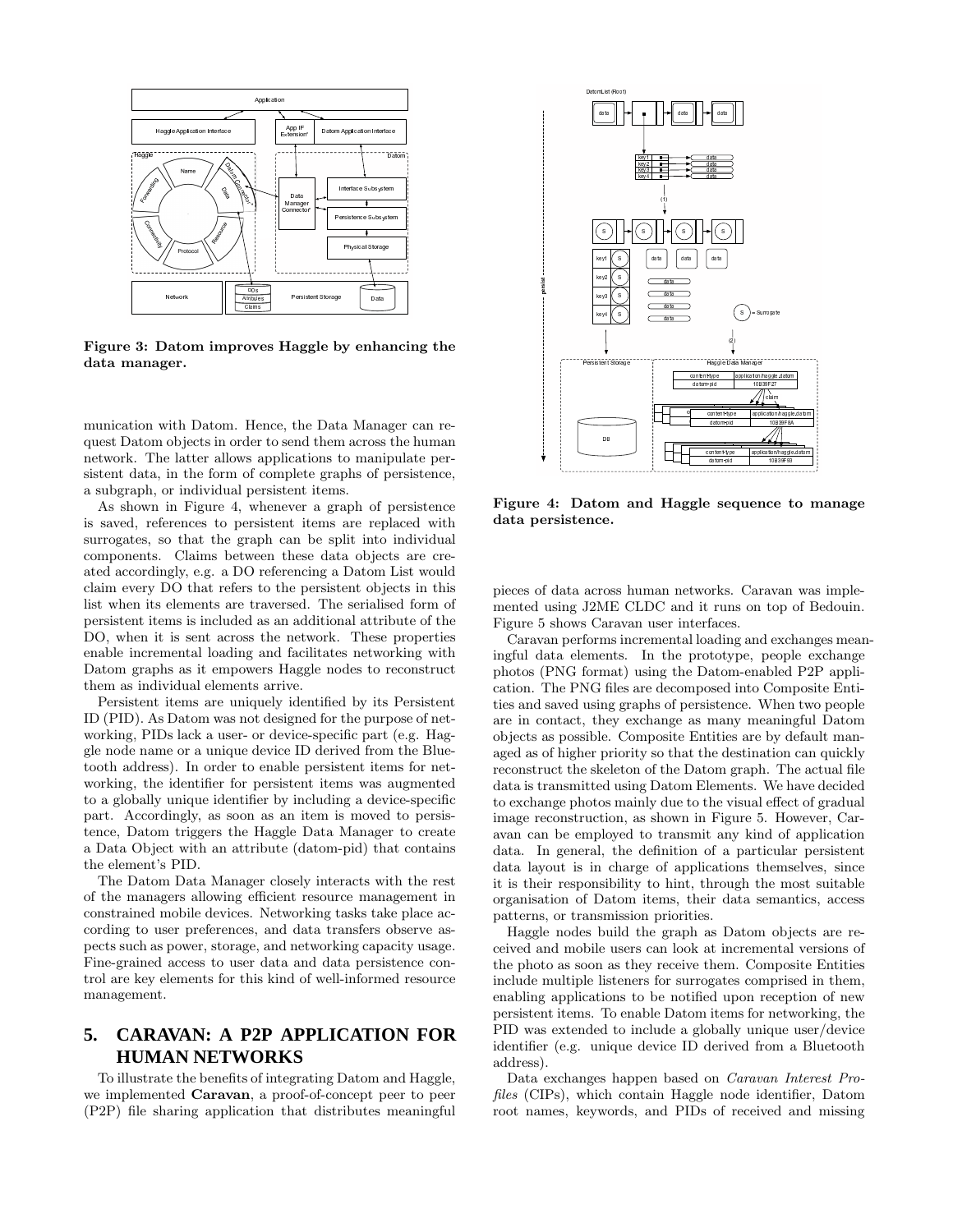Figure 3: Datom improves Haggle by enhancing the data manager.

munication with Datom. Hence, the Data Manager can request Datom objects in order to send them across the human network. The latter allows applications to manipulate persistent data, in the form of complete graphs of persistence, a subgraph, or individual persistent items.

As shown in Figure 4, whenever a graph of persistence is saved, references to persistent items are replaced with surrogates, so that the graph can be split into individual components. Claims between these data objects are created accordingly, e.g. a DO referencing a Datom List would claim every DO that refers to the persistent objects in this list when its elements are traversed. The serialised form of persistent items is included as an additional attribute of the DO, when it is sent across the network. These properties enable incremental loading and facilitates networking with Datom graphs as it empowers Haggle nodes to reconstruct them as individual elements arrive.

Persistent items are uniquely identified by its Persistent ID (PID). As Datom was not designed for the purpose of networking, PIDs lack a user- or device-specific part (e.g. Haggle node name or a unique device ID derived from the Bluetooth address). In order to enable persistent items for networking, the identifier for persistent items was augmented to a globally unique identifier by including a device-specific part. Accordingly, as soon as an item is moved to persistence, Datom triggers the Haggle Data Manager to create a Data Object with an attribute (datom-pid) that contains the element's PID.

The Datom Data Manager closely interacts with the rest of the managers allowing efficient resource management in constrained mobile devices. Networking tasks take place according to user preferences, and data transfers observe aspects such as power, storage, and networking capacity usage. Fine-grained access to user data and data persistence control are key elements for this kind of well-informed resource management.

## 5. CARAVAN: A P2P APPLICATION FOR HUMAN NETWORKS

To illustrate the benefits of integrating Datom and Haggle, we implemented **Caravan**, a proof-of-concept peer to peer (P2P) file sharing application that distributes meaningful pieces of data across human networks. Caravan was implemented using J2ME CLDC and it runs on top of Bedouin. Figure 5 shows Caravan user interfaces.

Figure 4: Datom and Haggle sequence to manage data persistence.

Caravan performs incremental loading and exchanges meaningful data elements. In the prototype, people exchange photos (PNG format) using the Datom-enabled P2P application. The PNG files are decomposed into Composite Entities and saved using graphs of persistence. When two people are in contact, they exchange as many meaningful Datom objects as possible. Composite Entities are by default managed as of higher priority so that the destination can quickly reconstruct the skeleton of the Datom graph. The actual file data is transmitted using Datom Elements. We have decided to exchange photos mainly due to the visual effect of gradual image reconstruction, as shown in Figure 5. However, Caravan can be employed to transmit any kind of application data. In general, the definition of a particular persistent data layout is in charge of applications themselves, since it is their responsibility to hint, through the most suitable organisation of Datom items, their data semantics, access patterns, or transmission priorities.

Haggle nodes build the graph as Datom objects are received and mobile users can look at incremental versions of the photo as soon as they receive them. Composite Entities include multiple listeners for surrogates comprised in them, enabling applications to be notified upon reception of new persistent items. To enable Datom items for networking, the PID was extended to include a globally unique user/device identifier (e.g. unique device ID derived from a Bluetooth address).

Data exchanges happen based on *Caravan Interest Profiles* (CIPs), which contain Haggle node identifier, Datom root names, keywords, and PIDs of received and missing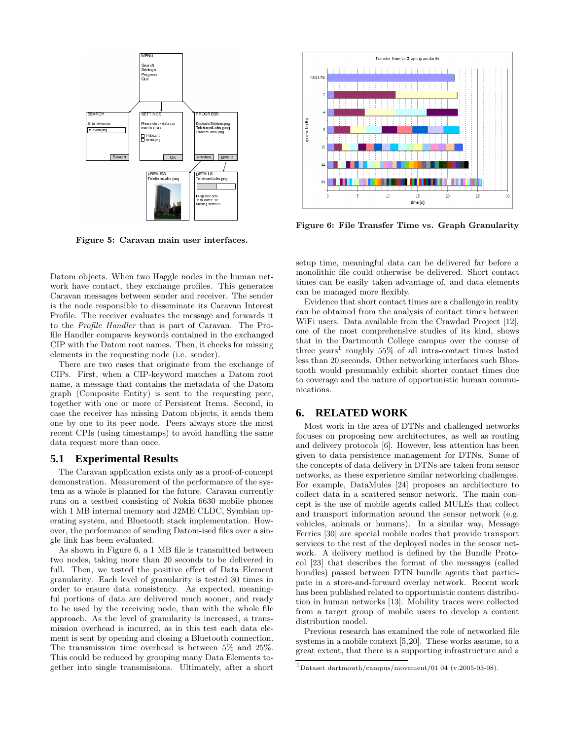Figure 5: Caravan main user interfaces.

Figure 6: File Transfer Time vs. Graph Granularity

Datom objects. When two Haggle nodes in the human network have contact, they exchange profiles. This generates Caravan messages between sender and receiver. The sender is the node responsible to disseminate its Caravan Interest Profile. The receiver evaluates the message and forwards it to the *Profile Handler* that is part of Caravan. The Profile Handler compares keywords contained in the exchanged CIP with the Datom root names. Then, it checks for missing elements in the requesting node (i.e. sender).

There are two cases that originate from the exchange of CIPs. First, when a CIP-keyword matches a Datom root name, a message that contains the metadata of the Datom graph (Composite Entity) is sent to the requesting peer, together with one or more of Persistent Items. Second, in case the receiver has missing Datom objects, it sends them one by one to its peer node. Peers always store the most recent CPIs (using timestamps) to avoid handling the same data request more than once.

## 5.1 Experimental Results

The Caravan application exists only as a proof-of-concept demonstration. Measurement of the performance of the system as a whole is planned for the future. Caravan currently runs on a testbed consisting of Nokia 6630 mobile phones with 1 MB internal memory and J2ME CLDC, Symbian operating system, and Bluetooth stack implementation. However, the performance of sending Datom-ised files over a single link has been evaluated.

As shown in Figure 6, a 1 MB file is transmitted between two nodes, taking more than 20 seconds to be delivered in full. Then, we tested the positive effect of Data Element granularity. Each level of granularity is tested 30 times in order to ensure data consistency. As expected, meaningful portions of data are delivered much sooner, and ready to be used by the receiving node, than with the whole file approach. As the level of granularity is increased, a transmission overhead is incurred, as in this test each data element is sent by opening and closing a Bluetooth connection. The transmission time overhead is between 5% and 25%. This could be reduced by grouping many Data Elements together into single transmissions. Ultimately, after a short setup time, meaningful data can be delivered far before a monolithic file could otherwise be delivered. Short contact times can be easily taken advantage of, and data elements can be managed more flexibly.

Evidence that short contact times are a challenge in reality can be obtained from the analysis of contact times between WiFi users. Data available from the Crawdad Project [12], one of the most comprehensive studies of its kind, shows that in the Dartmouth College campus over the course of three years[1] roughly 55% of all intra-contact times lasted less than 20 seconds. Other networking interfaces such Bluetooth would presumably exhibit shorter contact times due to coverage and the nature of opportunistic human communications.

# 6. RELATED WORK

Most work in the area of DTNs and challenged networks focuses on proposing new architectures, as well as routing and delivery protocols [6]. However, less attention has been given to data persistence management for DTNs. Some of the concepts of data delivery in DTNs are taken from sensor networks, as these experience similar networking challenges. For example, DataMules [24] proposes an architecture to collect data in a scattered sensor network. The main concept is the use of mobile agents called MULEs that collect and transport information around the sensor network (e.g. vehicles, animals or humans). In a similar way, Message Ferries [30] are special mobile nodes that provide transport services to the rest of the deployed nodes in the sensor network. A delivery method is defined by the Bundle Protocol [23] that describes the format of the messages (called bundles) passed between DTN bundle agents that participate in a store-and-forward overlay network. Recent work has been published related to opportunistic content distribution in human networks [13]. Mobility traces were collected from a target group of mobile users to develop a content distribution model.

Previous research has examined the role of networked file systems in a mobile context [5,20]. These works assume, to a great extent, that there is a supporting infrastructure and a

[1] Dataset dartmouth/campus/movement/01 04 (v.2005-03-08).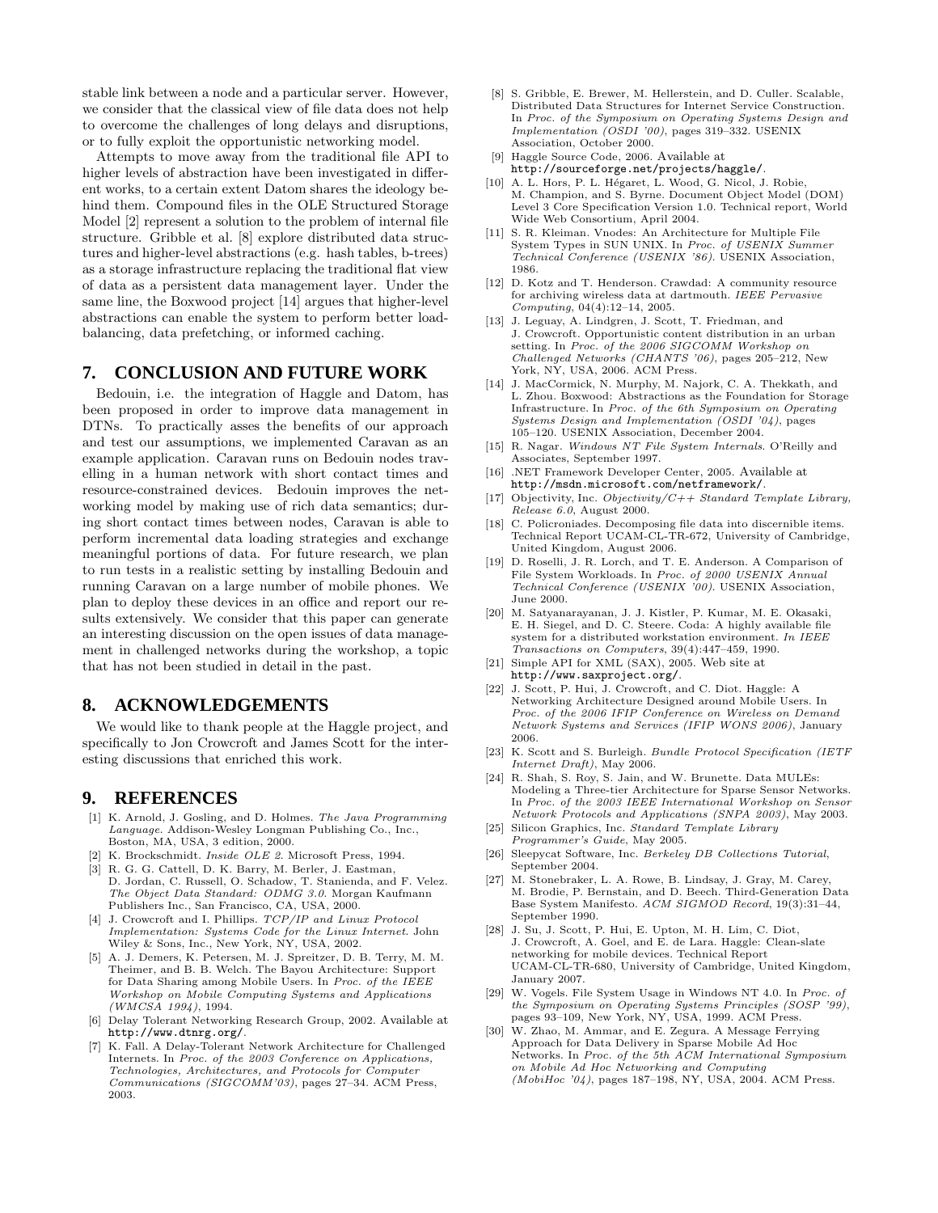stable link between a node and a particular server. However, we consider that the classical view of file data does not help to overcome the challenges of long delays and disruptions, or to fully exploit the opportunistic networking model.

Attempts to move away from the traditional file API to higher levels of abstraction have been investigated in different works, to a certain extent Datom shares the ideology behind them. Compound files in the OLE Structured Storage Model [2] represent a solution to the problem of internal file structure. Gribble et al. [8] explore distributed data structures and higher-level abstractions (e.g. hash tables, b-trees) as a storage infrastructure replacing the traditional flat view of data as a persistent data management layer. Under the same line, the Boxwood project [14] argues that higher-level abstractions can enable the system to perform better load-balancing, data prefetching, or informed caching.

## 7. CONCLUSION AND FUTURE WORK

Bedouin, i.e. the integration of Haggle and Datom, has been proposed in order to improve data management in DTNs. To practically asses the benefits of our approach and test our assumptions, we implemented Caravan as an example application. Caravan runs on Bedouin nodes travelling in a human network with short contact times and resource-constrained devices. Bedouin improves the networking model by making use of rich data semantics; during short contact times between nodes, Caravan is able to perform incremental data loading strategies and exchange meaningful portions of data. For future research, we plan to run tests in a realistic setting by installing Bedouin and running Caravan on a large number of mobile phones. We plan to deploy these devices in an office and report our results extensively. We consider that this paper can generate an interesting discussion on the open issues of data management in challenged networks during the workshop, a topic that has not been studied in detail in the past.

## 8. ACKNOWLEDGEMENTS

We would like to thank people at the Haggle project, and specifically to Jon Crowcroft and James Scott for the interesting discussions that enriched this work.

## 9. REFERENCES

[1] K. Arnold, J. Gosling, and D. Holmes. *The Java Programming Language*. Addison-Wesley Longman Publishing Co., Inc., Boston, MA, USA, 3 edition, 2000.

[2] K. Brockschmidt. *Inside OLE 2*. Microsoft Press, 1994.

[3] R. G. G. Cattell, D. K. Barry, M. Berler, J. Eastman, D. Jordan, C. Russell, O. Schadow, T. Stanienda, and F. Velez. *The Object Data Standard: ODMG 3.0*. Morgan Kaufmann Publishers Inc., San Francisco, CA, USA, 2000.

[4] J. Crowcroft and I. Phillips. *TCP/IP and Linux Protocol Implementation: Systems Code for the Linux Internet*. John Wiley & Sons, Inc., New York, NY, USA, 2002.

[5] A. J. Demers, K. Petersen, M. J. Spreitzer, D. B. Terry, M. M. Theimer, and B. B. Welch. The Bayou Architecture: Support for Data Sharing among Mobile Users. In *Proc. of the IEEE Workshop on Mobile Computing Systems and Applications (WMCSA 1994)*, 1994.

[6] Delay Tolerant Networking Research Group, 2002. Available at http://www.dtnrg.org/.

[7] K. Fall. A Delay-Tolerant Network Architecture for Challenged Internets. In *Proc. of the 2003 Conference on Applications, Technologies, Architectures, and Protocols for Computer Communications (SIGCOMM'03)*, pages 27–34. ACM Press, 2003.

[8] S. Gribble, E. Brewer, M. Hellerstein, and D. Culler. Scalable, Distributed Data Structures for Internet Service Construction. In *Proc. of the Symposium on Operating Systems Design and Implementation (OSDI '00)*, pages 319–332. USENIX Association, October 2000.

[9] Haggle Source Code, 2006. Available at http://sourceforge.net/projects/haggle/.

[10] A. L. Hors, P. L. Hégaret, L. Wood, G. Nicol, J. Robie, M. Champion, and S. Byrne. Document Object Model (DOM) Level 3 Core Specification Version 1.0. Technical report, World Wide Web Consortium, April 2004.

[11] S. R. Kleiman. Vnodes: An Architecture for Multiple File System Types in SUN UNIX. In *Proc. of USENIX Summer Technical Conference (USENIX '86)*. USENIX Association, 1986.

[12] D. Kotz and T. Henderson. Crawdad: A community resource for archiving wireless data at dartmouth. *IEEE Pervasive Computing*, 04(4):12–14, 2005.

[13] J. Leguay, A. Lindgren, J. Scott, T. Friedman, and J. Crowcroft. Opportunistic content distribution in an urban setting. In *Proc. of the 2006 SIGCOMM Workshop on Challenged Networks (CHANTS '06)*, pages 205–212, New York, NY, USA, 2006. ACM Press.

[14] J. MacCormick, N. Murphy, M. Najork, C. A. Thekkath, and L. Zhou. Boxwood: Abstractions as the Foundation for Storage Infrastructure. In *Proc. of the 6th Symposium on Operating Systems Design and Implementation (OSDI '04)*, pages 105–120. USENIX Association, December 2004.

[15] R. Nagar. *Windows NT File System Internals*. O'Reilly and Associates, September 1997.

[16] .NET Framework Developer Center, 2005. Available at http://msdn.microsoft.com/netframework/.

[17] Objectivity, Inc. *Objectivity/C++ Standard Template Library, Release 6.0*, August 2000.

[18] C. Policroniades. Decomposing file data into discernible items. Technical Report UCAM-CL-TR-672, University of Cambridge, United Kingdom, August 2006.

[19] D. Roselli, J. R. Lorch, and T. E. Anderson. A Comparison of File System Workloads. In *Proc. of 2000 USENIX Annual Technical Conference (USENIX '00)*. USENIX Association, June 2000.

[20] M. Satyanarayanan, J. J. Kistler, P. Kumar, M. E. Okasaki, E. H. Siegel, and D. C. Steere. Coda: A highly available file system for a distributed workstation environment. *In IEEE Transactions on Computers*, 39(4):447–459, 1990.

[21] Simple API for XML (SAX), 2005. Web site at http://www.saxproject.org/.

[22] J. Scott, P. Hui, J. Crowcroft, and C. Diot. Haggle: A Networking Architecture Designed around Mobile Users. In *Proc. of the 2006 IFIP Conference on Wireless on Demand Network Systems and Services (IFIP WONS 2006)*, January 2006.

[23] K. Scott and S. Burleigh. *Bundle Protocol Specification (IETF Internet Draft)*, May 2006.

[24] R. Shah, S. Roy, S. Jain, and W. Brunette. Data MULEs: Modeling a Three-tier Architecture for Sparse Sensor Networks. In *Proc. of the 2003 IEEE International Workshop on Sensor Network Protocols and Applications (SNPA 2003)*, May 2003.

[25] Silicon Graphics, Inc. *Standard Template Library Programmer's Guide*, May 2005.

[26] Sleepycat Software, Inc. *Berkeley DB Collections Tutorial*, September 2004.

[27] M. Stonebraker, L. A. Rowe, B. Lindsay, J. Gray, M. Carey, M. Brodie, P. Bernstain, and D. Beech. Third-Generation Data Base System Manifesto. *ACM SIGMOD Record*, 19(3):31–44, September 1990.

[28] J. Su, J. Scott, P. Hui, E. Upton, M. H. Lim, C. Diot, J. Crowcroft, A. Goel, and E. de Lara. Haggle: Clean-slate networking for mobile devices. Technical Report UCAM-CL-TR-680, University of Cambridge, United Kingdom, January 2007.

[29] W. Vogels. File System Usage in Windows NT 4.0. In *Proc. of the Symposium on Operating Systems Principles (SOSP '99)*, pages 93–109, New York, NY, USA, 1999. ACM Press.

[30] W. Zhao, M. Ammar, and E. Zegura. A Message Ferrying Approach for Data Delivery in Sparse Mobile Ad Hoc Networks. In *Proc. of the 5th ACM International Symposium on Mobile Ad Hoc Networking and Computing (MobiHoc '04)*, pages 187–198, NY, USA, 2004. ACM Press.